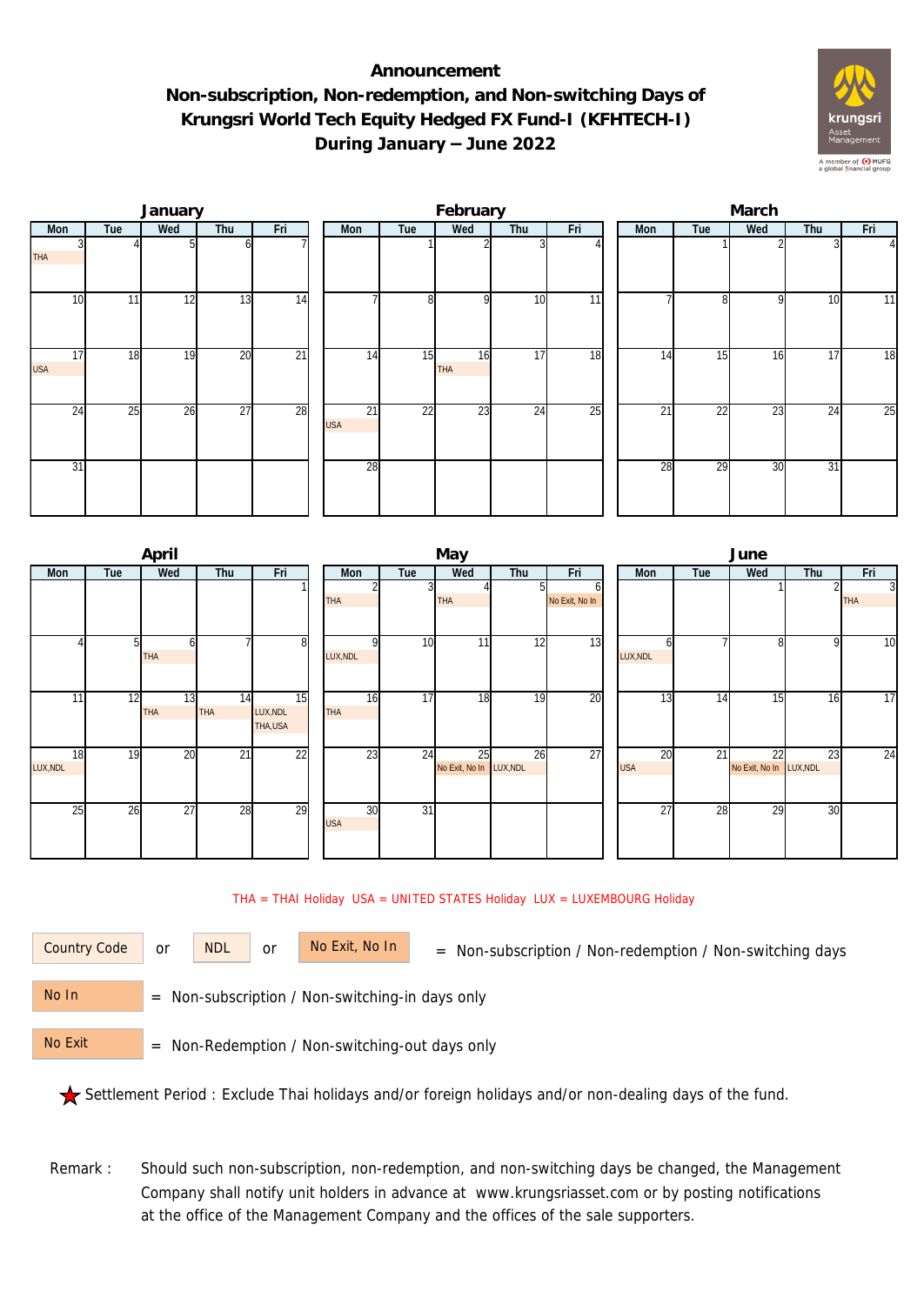# Announcement
## Non-subscription, Non-redemption, and Non-switching Days of Krungsri World Tech Equity Hedged FX Fund-I (KFHTECH-I) During January – June 2022

### January

| Mon | Tue | Wed | Thu | Fri |
|---|---|---|---|---|
| 3 THA | 4 | 5 | 6 | 7 |
| 10 | 11 | 12 | 13 | 14 |
| 17 USA | 18 | 19 | 20 | 21 |
| 24 | 25 | 26 | 27 | 28 |
| 31 | | | | |

### February

| Mon | Tue | Wed | Thu | Fri |
|---|---|---|---|---|
| | 1 | 2 | 3 | 4 |
| 7 | 8 | 9 | 10 | 11 |
| 14 | 15 | 16 THA | 17 | 18 |
| 21 USA | 22 | 23 | 24 | 25 |
| 28 | | | | |

### March

| Mon | Tue | Wed | Thu | Fri |
|---|---|---|---|---|
| | 1 | 2 | 3 | 4 |
| 7 | 8 | 9 | 10 | 11 |
| 14 | 15 | 16 | 17 | 18 |
| 21 | 22 | 23 | 24 | 25 |
| 28 | 29 | 30 | 31 | |

### April

| Mon | Tue | Wed | Thu | Fri |
|---|---|---|---|---|
| | | | | 1 |
| 4 | 5 | 6 THA | 7 | 8 |
| 11 | 12 | 13 THA | 14 THA | 15 LUX,NDL THA,USA |
| 18 LUX,NDL | 19 | 20 | 21 | 22 |
| 25 | 26 | 27 | 28 | 29 |

### May

| Mon | Tue | Wed | Thu | Fri |
|---|---|---|---|---|
| 2 THA | 3 | 4 THA | 5 | 6 No Exit, No In |
| 9 LUX,NDL | 10 | 11 | 12 | 13 |
| 16 THA | 17 | 18 | 19 | 20 |
| 23 | 24 | 25 No Exit, No In | 26 LUX,NDL | 27 |
| 30 USA | 31 | | | |

### June

| Mon | Tue | Wed | Thu | Fri |
|---|---|---|---|---|
| | | 1 | 2 | 3 THA |
| 6 LUX,NDL | 7 | 8 | 9 | 10 |
| 13 | 14 | 15 | 16 | 17 |
| 20 USA | 21 | 22 No Exit, No In | 23 LUX,NDL | 24 |
| 27 | 28 | 29 | 30 | |

THA = THAI Holiday USA = UNITED STATES Holiday LUX = LUXEMBOURG Holiday

Country Code or NDL or No Exit, No In = Non-subscription / Non-redemption / Non-switching days

No In = Non-subscription / Non-switching-in days only

No Exit = Non-Redemption / Non-switching-out days only

★ Settlement Period : Exclude Thai holidays and/or foreign holidays and/or non-dealing days of the fund.

Remark : Should such non-subscription, non-redemption, and non-switching days be changed, the Management Company shall notify unit holders in advance at www.krungsriasset.com or by posting notifications at the office of the Management Company and the offices of the sale supporters.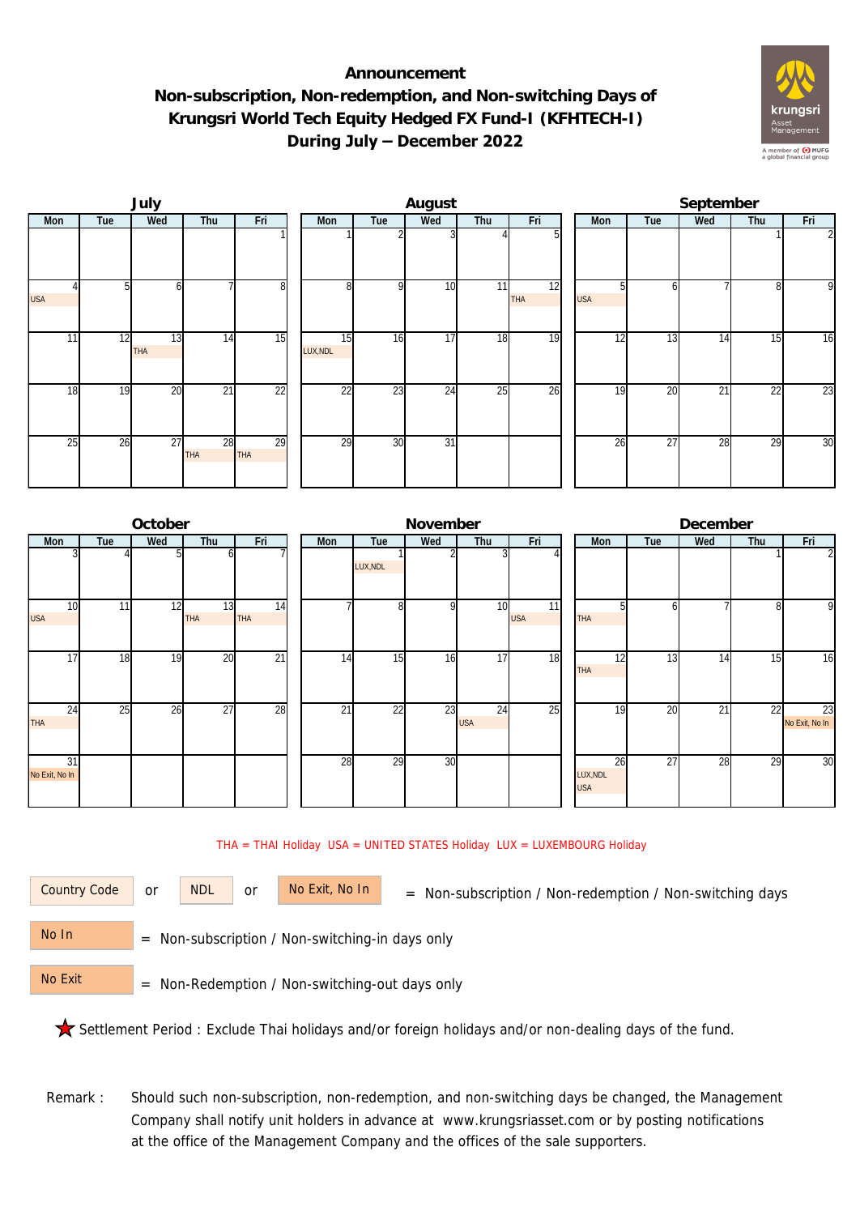# Announcement

## Non-subscription, Non-redemption, and Non-switching Days of Krungsri World Tech Equity Hedged FX Fund-I (KFHTECH-I) During July – December 2022

### July

| Mon | Tue | Wed | Thu | Fri |
|---|---|---|---|---|
| | | | | 1 |
| 4 USA | 5 | 6 | 7 | 8 |
| 11 | 12 | 13 THA | 14 | 15 |
| 18 | 19 | 20 | 21 | 22 |
| 25 | 26 | 27 | 28 THA | 29 THA |

### August

| Mon | Tue | Wed | Thu | Fri |
|---|---|---|---|---|
| 1 | 2 | 3 | 4 | 5 |
| 8 | 9 | 10 | 11 | 12 THA |
| 15 LUX,NDL | 16 | 17 | 18 | 19 |
| 22 | 23 | 24 | 25 | 26 |
| 29 | 30 | 31 | | |

### September

| Mon | Tue | Wed | Thu | Fri |
|---|---|---|---|---|
| | | | 1 | 2 |
| 5 USA | 6 | 7 | 8 | 9 |
| 12 | 13 | 14 | 15 | 16 |
| 19 | 20 | 21 | 22 | 23 |
| 26 | 27 | 28 | 29 | 30 |

### October

| Mon | Tue | Wed | Thu | Fri |
|---|---|---|---|---|
| 3 | 4 | 5 | 6 | 7 |
| 10 USA | 11 | 12 | 13 THA | 14 THA |
| 17 | 18 | 19 | 20 | 21 |
| 24 THA | 25 | 26 | 27 | 28 |
| 31 No Exit, No In | | | | |

### November

| Mon | Tue | Wed | Thu | Fri |
|---|---|---|---|---|
| | 1 LUX,NDL | 2 | 3 | 4 |
| 7 | 8 | 9 | 10 | 11 USA |
| 14 | 15 | 16 | 17 | 18 |
| 21 | 22 | 23 | 24 USA | 25 |
| 28 | 29 | 30 | | |

### December

| Mon | Tue | Wed | Thu | Fri |
|---|---|---|---|---|
| | | | 1 | 2 |
| 5 THA | 6 | 7 | 8 | 9 |
| 12 THA | 13 | 14 | 15 | 16 |
| 19 | 20 | 21 | 22 | 23 No Exit, No In |
| 26 LUX,NDL USA | 27 | 28 | 29 | 30 |

THA = THAI Holiday USA = UNITED STATES Holiday LUX = LUXEMBOURG Holiday

Country Code or NDL or No Exit, No In = Non-subscription / Non-redemption / Non-switching days

No In = Non-subscription / Non-switching-in days only

No Exit = Non-Redemption / Non-switching-out days only

★ Settlement Period : Exclude Thai holidays and/or foreign holidays and/or non-dealing days of the fund.

Remark : Should such non-subscription, non-redemption, and non-switching days be changed, the Management Company shall notify unit holders in advance at www.krungsriasset.com or by posting notifications at the office of the Management Company and the offices of the sale supporters.